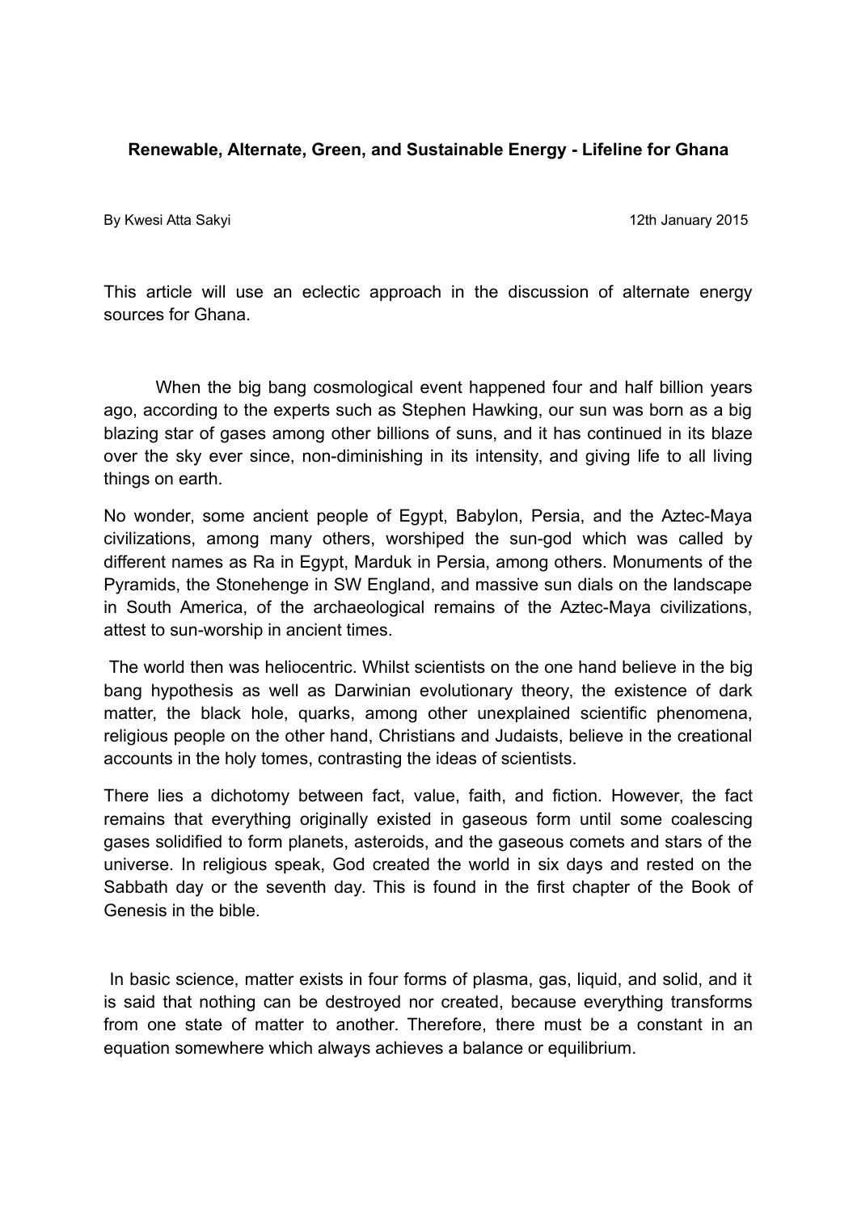**Renewable, Alternate, Green, and Sustainable Energy - Lifeline for Ghana**

By Kwesi Atta Sakyi

12th January 2015

This article will use an eclectic approach in the discussion of alternate energy sources for Ghana.

When the big bang cosmological event happened four and half billion years ago, according to the experts such as Stephen Hawking, our sun was born as a big blazing star of gases among other billions of suns, and it has continued in its blaze over the sky ever since, non-diminishing in its intensity, and giving life to all living things on earth.

No wonder, some ancient people of Egypt, Babylon, Persia, and the Aztec-Maya civilizations, among many others, worshiped the sun-god which was called by different names as Ra in Egypt, Marduk in Persia, among others. Monuments of the Pyramids, the Stonehenge in SW England, and massive sun dials on the landscape in South America, of the archaeological remains of the Aztec-Maya civilizations, attest to sun-worship in ancient times.

The world then was heliocentric. Whilst scientists on the one hand believe in the big bang hypothesis as well as Darwinian evolutionary theory, the existence of dark matter, the black hole, quarks, among other unexplained scientific phenomena, religious people on the other hand, Christians and Judaists, believe in the creational accounts in the holy tomes, contrasting the ideas of scientists.

There lies a dichotomy between fact, value, faith, and fiction. However, the fact remains that everything originally existed in gaseous form until some coalescing gases solidified to form planets, asteroids, and the gaseous comets and stars of the universe. In religious speak, God created the world in six days and rested on the Sabbath day or the seventh day. This is found in the first chapter of the Book of Genesis in the bible.

In basic science, matter exists in four forms of plasma, gas, liquid, and solid, and it is said that nothing can be destroyed nor created, because everything transforms from one state of matter to another. Therefore, there must be a constant in an equation somewhere which always achieves a balance or equilibrium.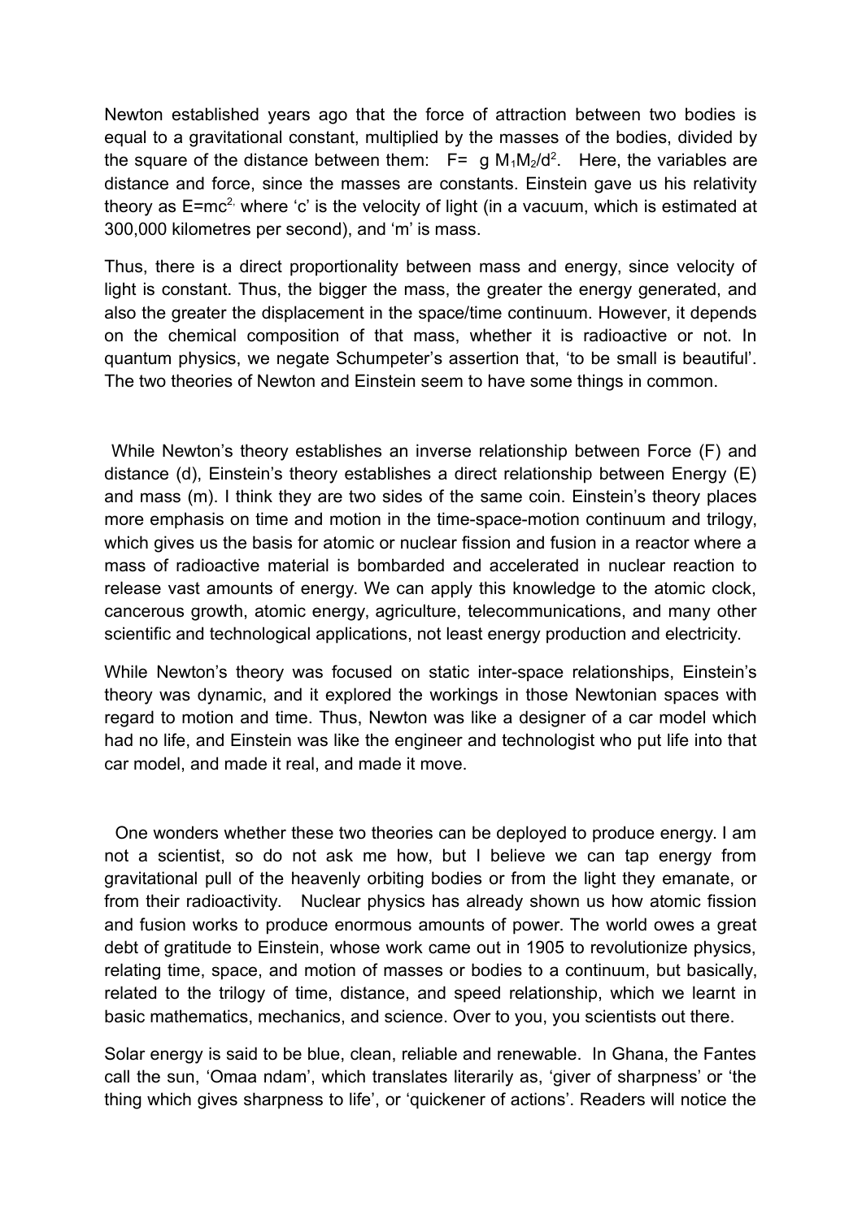Newton established years ago that the force of attraction between two bodies is equal to a gravitational constant, multiplied by the masses of the bodies, divided by the square of the distance between them: $F = g M_1 M_2 / d^2$. Here, the variables are distance and force, since the masses are constants. Einstein gave us his relativity theory as $E=mc^2$, where 'c' is the velocity of light (in a vacuum, which is estimated at 300,000 kilometres per second), and 'm' is mass.

Thus, there is a direct proportionality between mass and energy, since velocity of light is constant. Thus, the bigger the mass, the greater the energy generated, and also the greater the displacement in the space/time continuum. However, it depends on the chemical composition of that mass, whether it is radioactive or not. In quantum physics, we negate Schumpeter's assertion that, 'to be small is beautiful'. The two theories of Newton and Einstein seem to have some things in common.

While Newton's theory establishes an inverse relationship between Force (F) and distance (d), Einstein's theory establishes a direct relationship between Energy (E) and mass (m). I think they are two sides of the same coin. Einstein's theory places more emphasis on time and motion in the time-space-motion continuum and trilogy, which gives us the basis for atomic or nuclear fission and fusion in a reactor where a mass of radioactive material is bombarded and accelerated in nuclear reaction to release vast amounts of energy. We can apply this knowledge to the atomic clock, cancerous growth, atomic energy, agriculture, telecommunications, and many other scientific and technological applications, not least energy production and electricity.

While Newton's theory was focused on static inter-space relationships, Einstein's theory was dynamic, and it explored the workings in those Newtonian spaces with regard to motion and time. Thus, Newton was like a designer of a car model which had no life, and Einstein was like the engineer and technologist who put life into that car model, and made it real, and made it move.

One wonders whether these two theories can be deployed to produce energy. I am not a scientist, so do not ask me how, but I believe we can tap energy from gravitational pull of the heavenly orbiting bodies or from the light they emanate, or from their radioactivity. Nuclear physics has already shown us how atomic fission and fusion works to produce enormous amounts of power. The world owes a great debt of gratitude to Einstein, whose work came out in 1905 to revolutionize physics, relating time, space, and motion of masses or bodies to a continuum, but basically, related to the trilogy of time, distance, and speed relationship, which we learnt in basic mathematics, mechanics, and science. Over to you, you scientists out there.

Solar energy is said to be blue, clean, reliable and renewable. In Ghana, the Fantes call the sun, 'Omaa ndam', which translates literarily as, 'giver of sharpness' or 'the thing which gives sharpness to life', or 'quickener of actions'. Readers will notice the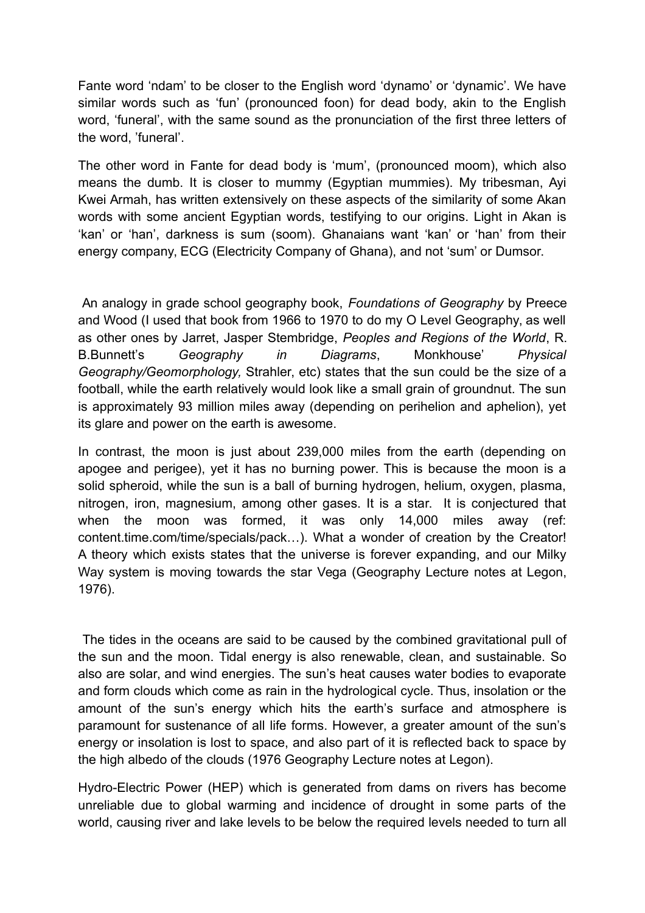Fante word 'ndam' to be closer to the English word 'dynamo' or 'dynamic'. We have similar words such as 'fun' (pronounced foon) for dead body, akin to the English word, 'funeral', with the same sound as the pronunciation of the first three letters of the word, 'funeral'.

The other word in Fante for dead body is 'mum', (pronounced moom), which also means the dumb. It is closer to mummy (Egyptian mummies). My tribesman, Ayi Kwei Armah, has written extensively on these aspects of the similarity of some Akan words with some ancient Egyptian words, testifying to our origins. Light in Akan is 'kan' or 'han', darkness is sum (soom). Ghanaians want 'kan' or 'han' from their energy company, ECG (Electricity Company of Ghana), and not 'sum' or Dumsor.

An analogy in grade school geography book, *Foundations of Geography* by Preece and Wood (I used that book from 1966 to 1970 to do my O Level Geography, as well as other ones by Jarret, Jasper Stembridge, *Peoples and Regions of the World*, R. B.Bunnett's *Geography in Diagrams*, Monkhouse' *Physical Geography/Geomorphology,* Strahler, etc) states that the sun could be the size of a football, while the earth relatively would look like a small grain of groundnut. The sun is approximately 93 million miles away (depending on perihelion and aphelion), yet its glare and power on the earth is awesome.

In contrast, the moon is just about 239,000 miles from the earth (depending on apogee and perigee), yet it has no burning power. This is because the moon is a solid spheroid, while the sun is a ball of burning hydrogen, helium, oxygen, plasma, nitrogen, iron, magnesium, among other gases. It is a star. It is conjectured that when the moon was formed, it was only 14,000 miles away (ref: content.time.com/time/specials/pack…). What a wonder of creation by the Creator! A theory which exists states that the universe is forever expanding, and our Milky Way system is moving towards the star Vega (Geography Lecture notes at Legon, 1976).

The tides in the oceans are said to be caused by the combined gravitational pull of the sun and the moon. Tidal energy is also renewable, clean, and sustainable. So also are solar, and wind energies. The sun's heat causes water bodies to evaporate and form clouds which come as rain in the hydrological cycle. Thus, insolation or the amount of the sun's energy which hits the earth's surface and atmosphere is paramount for sustenance of all life forms. However, a greater amount of the sun's energy or insolation is lost to space, and also part of it is reflected back to space by the high albedo of the clouds (1976 Geography Lecture notes at Legon).

Hydro-Electric Power (HEP) which is generated from dams on rivers has become unreliable due to global warming and incidence of drought in some parts of the world, causing river and lake levels to be below the required levels needed to turn all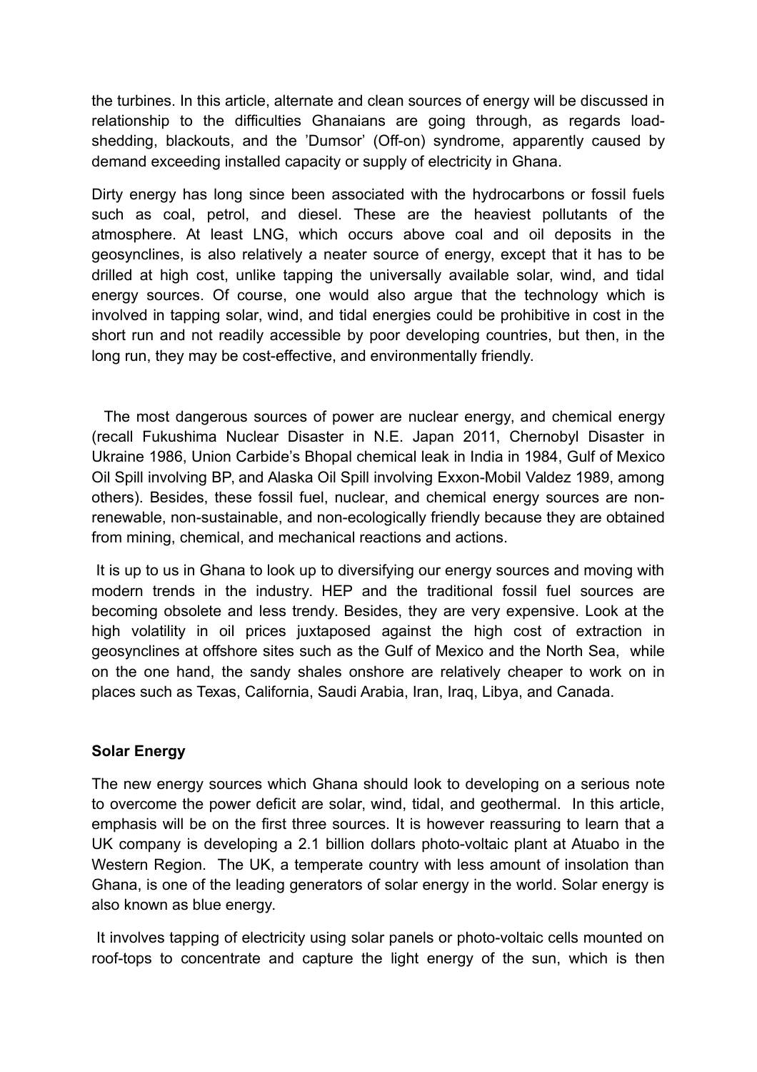the turbines. In this article, alternate and clean sources of energy will be discussed in relationship to the difficulties Ghanaians are going through, as regards load-shedding, blackouts, and the 'Dumsor' (Off-on) syndrome, apparently caused by demand exceeding installed capacity or supply of electricity in Ghana.

Dirty energy has long since been associated with the hydrocarbons or fossil fuels such as coal, petrol, and diesel. These are the heaviest pollutants of the atmosphere. At least LNG, which occurs above coal and oil deposits in the geosynclines, is also relatively a neater source of energy, except that it has to be drilled at high cost, unlike tapping the universally available solar, wind, and tidal energy sources. Of course, one would also argue that the technology which is involved in tapping solar, wind, and tidal energies could be prohibitive in cost in the short run and not readily accessible by poor developing countries, but then, in the long run, they may be cost-effective, and environmentally friendly.

The most dangerous sources of power are nuclear energy, and chemical energy (recall Fukushima Nuclear Disaster in N.E. Japan 2011, Chernobyl Disaster in Ukraine 1986, Union Carbide's Bhopal chemical leak in India in 1984, Gulf of Mexico Oil Spill involving BP, and Alaska Oil Spill involving Exxon-Mobil Valdez 1989, among others). Besides, these fossil fuel, nuclear, and chemical energy sources are non-renewable, non-sustainable, and non-ecologically friendly because they are obtained from mining, chemical, and mechanical reactions and actions.

It is up to us in Ghana to look up to diversifying our energy sources and moving with modern trends in the industry. HEP and the traditional fossil fuel sources are becoming obsolete and less trendy. Besides, they are very expensive. Look at the high volatility in oil prices juxtaposed against the high cost of extraction in geosynclines at offshore sites such as the Gulf of Mexico and the North Sea, while on the one hand, the sandy shales onshore are relatively cheaper to work on in places such as Texas, California, Saudi Arabia, Iran, Iraq, Libya, and Canada.

**Solar Energy**

The new energy sources which Ghana should look to developing on a serious note to overcome the power deficit are solar, wind, tidal, and geothermal. In this article, emphasis will be on the first three sources. It is however reassuring to learn that a UK company is developing a 2.1 billion dollars photo-voltaic plant at Atuabo in the Western Region. The UK, a temperate country with less amount of insolation than Ghana, is one of the leading generators of solar energy in the world. Solar energy is also known as blue energy.

It involves tapping of electricity using solar panels or photo-voltaic cells mounted on roof-tops to concentrate and capture the light energy of the sun, which is then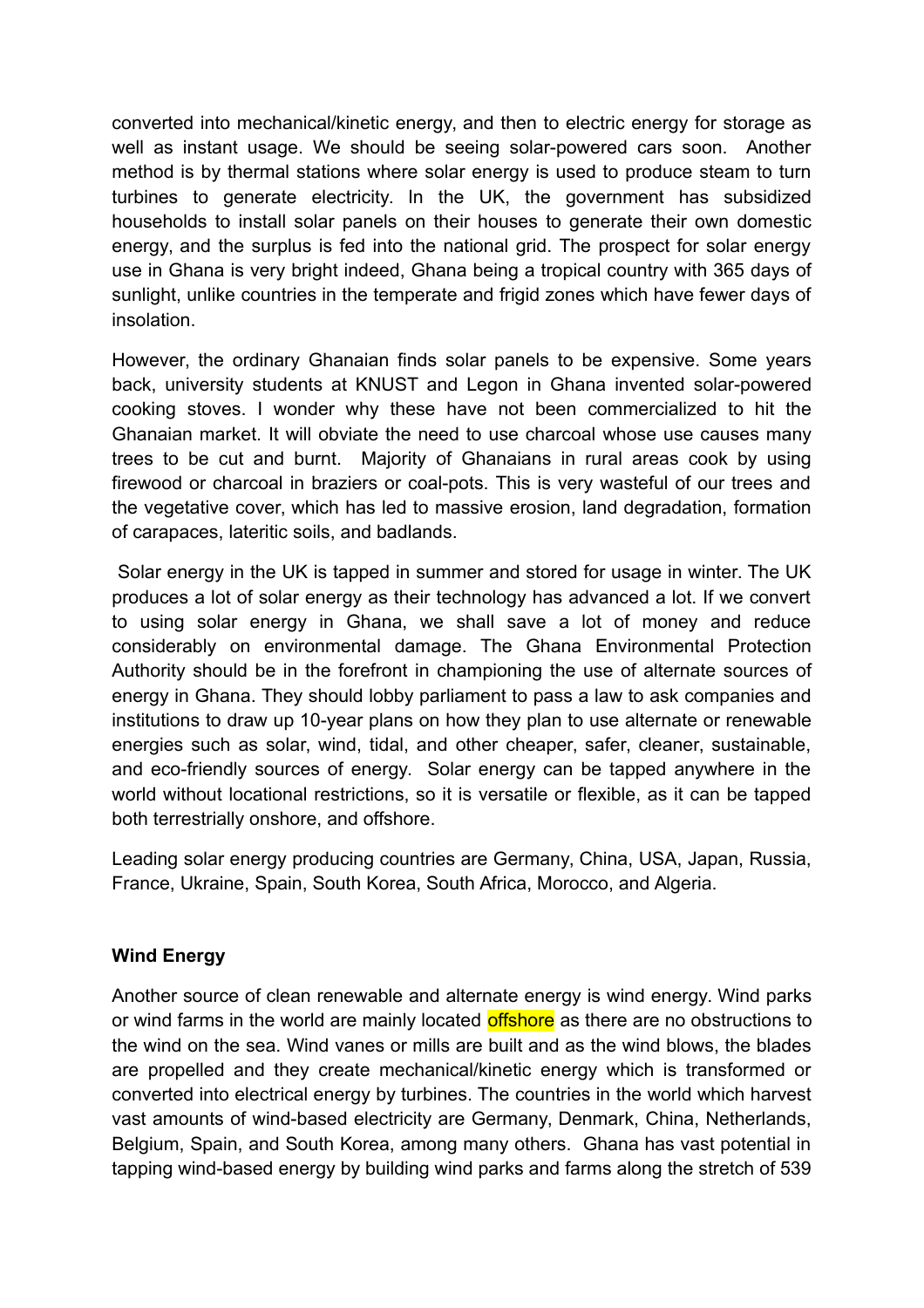converted into mechanical/kinetic energy, and then to electric energy for storage as well as instant usage. We should be seeing solar-powered cars soon. Another method is by thermal stations where solar energy is used to produce steam to turn turbines to generate electricity. In the UK, the government has subsidized households to install solar panels on their houses to generate their own domestic energy, and the surplus is fed into the national grid. The prospect for solar energy use in Ghana is very bright indeed, Ghana being a tropical country with 365 days of sunlight, unlike countries in the temperate and frigid zones which have fewer days of insolation.

However, the ordinary Ghanaian finds solar panels to be expensive. Some years back, university students at KNUST and Legon in Ghana invented solar-powered cooking stoves. I wonder why these have not been commercialized to hit the Ghanaian market. It will obviate the need to use charcoal whose use causes many trees to be cut and burnt. Majority of Ghanaians in rural areas cook by using firewood or charcoal in braziers or coal-pots. This is very wasteful of our trees and the vegetative cover, which has led to massive erosion, land degradation, formation of carapaces, lateritic soils, and badlands.

Solar energy in the UK is tapped in summer and stored for usage in winter. The UK produces a lot of solar energy as their technology has advanced a lot. If we convert to using solar energy in Ghana, we shall save a lot of money and reduce considerably on environmental damage. The Ghana Environmental Protection Authority should be in the forefront in championing the use of alternate sources of energy in Ghana. They should lobby parliament to pass a law to ask companies and institutions to draw up 10-year plans on how they plan to use alternate or renewable energies such as solar, wind, tidal, and other cheaper, safer, cleaner, sustainable, and eco-friendly sources of energy. Solar energy can be tapped anywhere in the world without locational restrictions, so it is versatile or flexible, as it can be tapped both terrestrially onshore, and offshore.

Leading solar energy producing countries are Germany, China, USA, Japan, Russia, France, Ukraine, Spain, South Korea, South Africa, Morocco, and Algeria.

**Wind Energy**

Another source of clean renewable and alternate energy is wind energy. Wind parks or wind farms in the world are mainly located offshore as there are no obstructions to the wind on the sea. Wind vanes or mills are built and as the wind blows, the blades are propelled and they create mechanical/kinetic energy which is transformed or converted into electrical energy by turbines. The countries in the world which harvest vast amounts of wind-based electricity are Germany, Denmark, China, Netherlands, Belgium, Spain, and South Korea, among many others. Ghana has vast potential in tapping wind-based energy by building wind parks and farms along the stretch of 539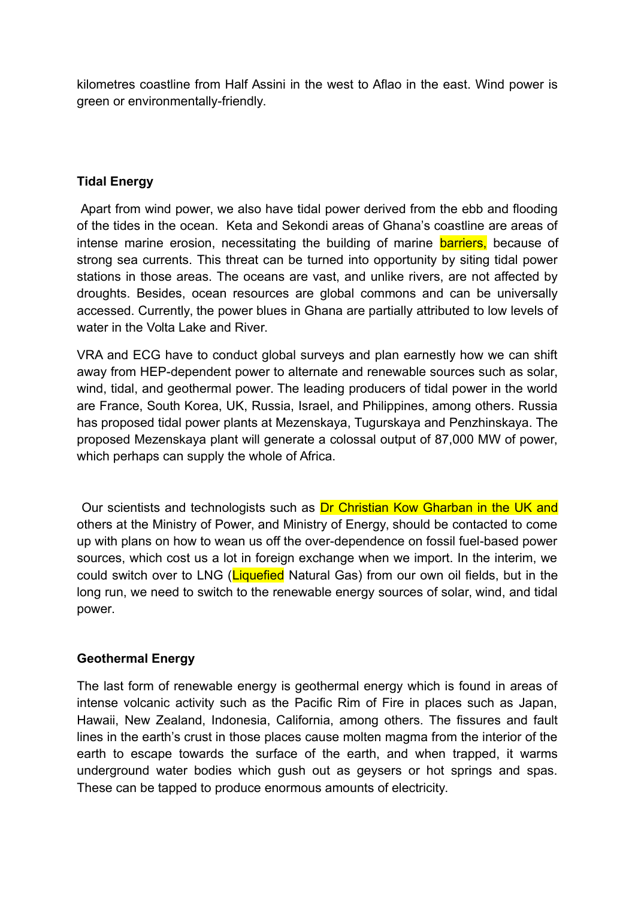kilometres coastline from Half Assini in the west to Aflao in the east. Wind power is green or environmentally-friendly.

**Tidal Energy**

Apart from wind power, we also have tidal power derived from the ebb and flooding of the tides in the ocean. Keta and Sekondi areas of Ghana's coastline are areas of intense marine erosion, necessitating the building of marine barriers, because of strong sea currents. This threat can be turned into opportunity by siting tidal power stations in those areas. The oceans are vast, and unlike rivers, are not affected by droughts. Besides, ocean resources are global commons and can be universally accessed. Currently, the power blues in Ghana are partially attributed to low levels of water in the Volta Lake and River.

VRA and ECG have to conduct global surveys and plan earnestly how we can shift away from HEP-dependent power to alternate and renewable sources such as solar, wind, tidal, and geothermal power. The leading producers of tidal power in the world are France, South Korea, UK, Russia, Israel, and Philippines, among others. Russia has proposed tidal power plants at Mezenskaya, Tugurskaya and Penzhinskaya. The proposed Mezenskaya plant will generate a colossal output of 87,000 MW of power, which perhaps can supply the whole of Africa.

Our scientists and technologists such as Dr Christian Kow Gharban in the UK and others at the Ministry of Power, and Ministry of Energy, should be contacted to come up with plans on how to wean us off the over-dependence on fossil fuel-based power sources, which cost us a lot in foreign exchange when we import. In the interim, we could switch over to LNG (Liquefied Natural Gas) from our own oil fields, but in the long run, we need to switch to the renewable energy sources of solar, wind, and tidal power.

**Geothermal Energy**

The last form of renewable energy is geothermal energy which is found in areas of intense volcanic activity such as the Pacific Rim of Fire in places such as Japan, Hawaii, New Zealand, Indonesia, California, among others. The fissures and fault lines in the earth's crust in those places cause molten magma from the interior of the earth to escape towards the surface of the earth, and when trapped, it warms underground water bodies which gush out as geysers or hot springs and spas. These can be tapped to produce enormous amounts of electricity.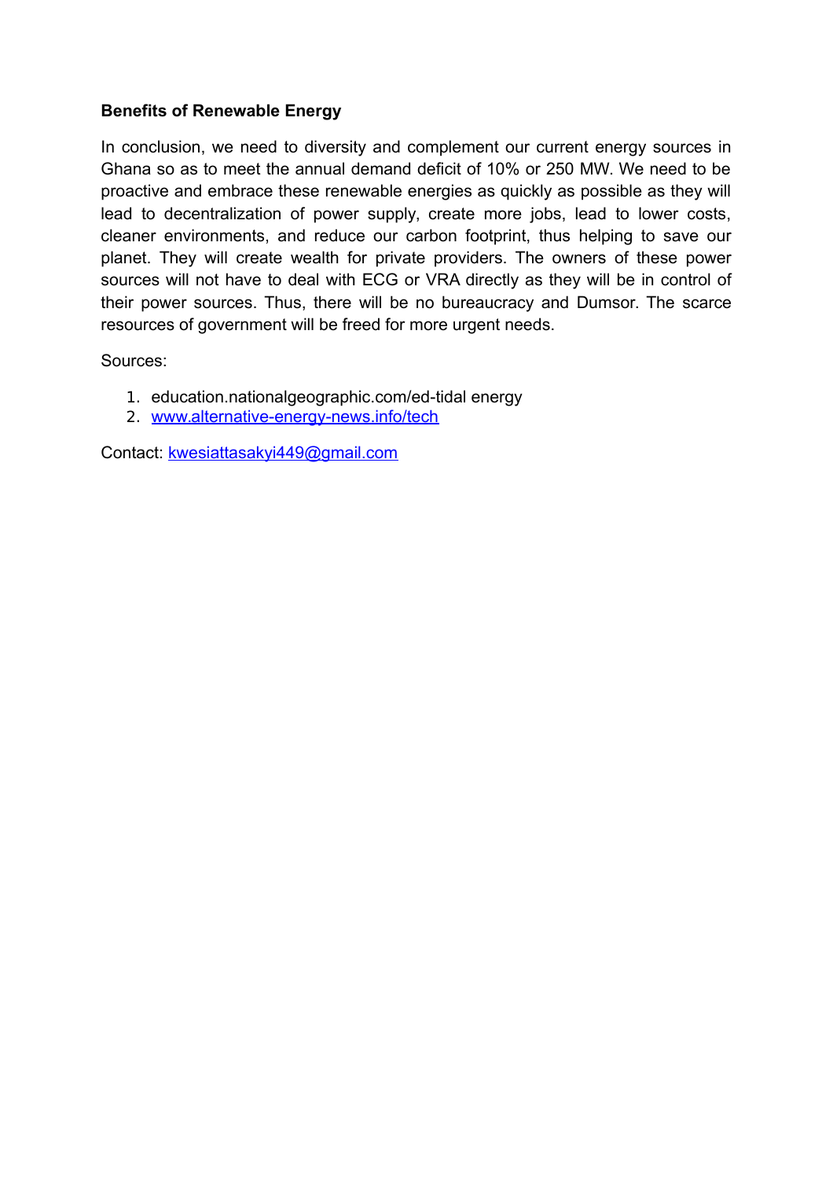**Benefits of Renewable Energy**

In conclusion, we need to diversity and complement our current energy sources in Ghana so as to meet the annual demand deficit of 10% or 250 MW. We need to be proactive and embrace these renewable energies as quickly as possible as they will lead to decentralization of power supply, create more jobs, lead to lower costs, cleaner environments, and reduce our carbon footprint, thus helping to save our planet. They will create wealth for private providers. The owners of these power sources will not have to deal with ECG or VRA directly as they will be in control of their power sources. Thus, there will be no bureaucracy and Dumsor. The scarce resources of government will be freed for more urgent needs.

Sources:

1. education.nationalgeographic.com/ed-tidal energy
2. www.alternative-energy-news.info/tech

Contact: kwesiattasakyi449@gmail.com